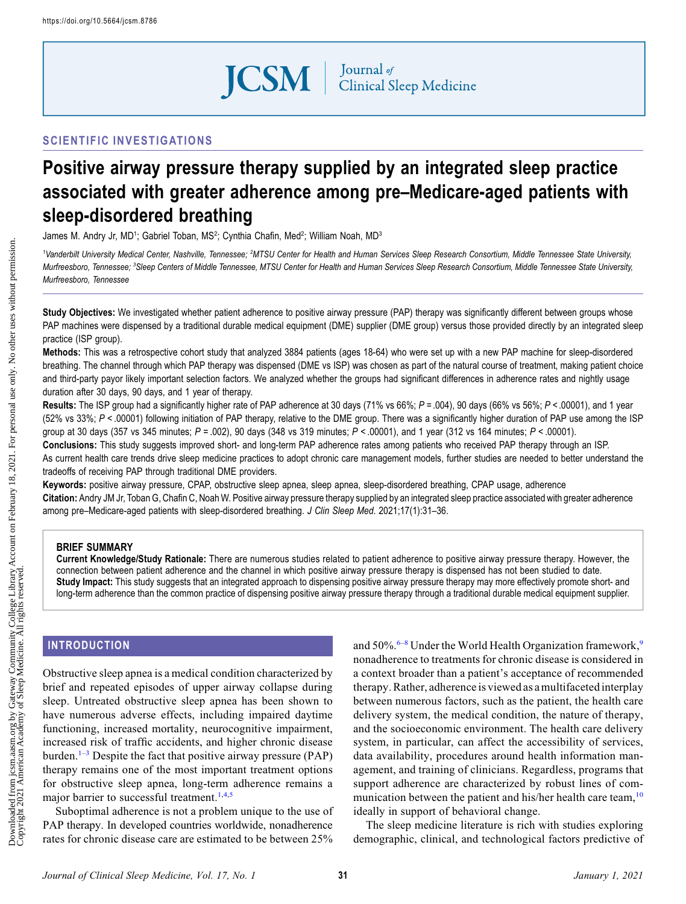https://doi.org/10.5664/jcsm.8786

SCIENTIFIC INVESTIGATIONS

# Positive airway pressure therapy supplied by an integrated sleep practice associated with greater adherence among pre–Medicare-aged patients with sleep-disordered breathing

James M. Andry Jr, MD[1]; Gabriel Toban, MS[2]; Cynthia Chafin, Med[2]; William Noah, MD[3]

[1]Vanderbilt University Medical Center, Nashville, Tennessee; [2]MTSU Center for Health and Human Services Sleep Research Consortium, Middle Tennessee State University, Murfreesboro, Tennessee; [3]Sleep Centers of Middle Tennessee, MTSU Center for Health and Human Services Sleep Research Consortium, Middle Tennessee State University, Murfreesboro, Tennessee

**Study Objectives:** We investigated whether patient adherence to positive airway pressure (PAP) therapy was significantly different between groups whose PAP machines were dispensed by a traditional durable medical equipment (DME) supplier (DME group) versus those provided directly by an integrated sleep practice (ISP group).

**Methods:** This was a retrospective cohort study that analyzed 3884 patients (ages 18-64) who were set up with a new PAP machine for sleep-disordered breathing. The channel through which PAP therapy was dispensed (DME vs ISP) was chosen as part of the natural course of treatment, making patient choice and third-party payor likely important selection factors. We analyzed whether the groups had significant differences in adherence rates and nightly usage duration after 30 days, 90 days, and 1 year of therapy.

**Results:** The ISP group had a significantly higher rate of PAP adherence at 30 days (71% vs 66%; $P = .004$), 90 days (66% vs 56%; $P < .00001$), and 1 year (52% vs 33%; $P < .00001$) following initiation of PAP therapy, relative to the DME group. There was a significantly higher duration of PAP use among the ISP group at 30 days (357 vs 345 minutes; $P = .002$), 90 days (348 vs 319 minutes; $P < .00001$), and 1 year (312 vs 164 minutes; $P < .00001$).

**Conclusions:** This study suggests improved short- and long-term PAP adherence rates among patients who received PAP therapy through an ISP. As current health care trends drive sleep medicine practices to adopt chronic care management models, further studies are needed to better understand the tradeoffs of receiving PAP through traditional DME providers.

**Keywords:** positive airway pressure, CPAP, obstructive sleep apnea, sleep apnea, sleep-disordered breathing, CPAP usage, adherence

**Citation:** Andry JM Jr, Toban G, Chafin C, Noah W. Positive airway pressure therapy supplied by an integrated sleep practice associated with greater adherence among pre–Medicare-aged patients with sleep-disordered breathing. *J Clin Sleep Med.* 2021;17(1):31–36.

**BRIEF SUMMARY**

**Current Knowledge/Study Rationale:** There are numerous studies related to patient adherence to positive airway pressure therapy. However, the connection between patient adherence and the channel in which positive airway pressure therapy is dispensed has not been studied to date.

**Study Impact:** This study suggests that an integrated approach to dispensing positive airway pressure therapy may more effectively promote short- and long-term adherence than the common practice of dispensing positive airway pressure therapy through a traditional durable medical equipment supplier.

## INTRODUCTION

Obstructive sleep apnea is a medical condition characterized by brief and repeated episodes of upper airway collapse during sleep. Untreated obstructive sleep apnea has been shown to have numerous adverse effects, including impaired daytime functioning, increased mortality, neurocognitive impairment, increased risk of traffic accidents, and higher chronic disease burden.[1–3] Despite the fact that positive airway pressure (PAP) therapy remains one of the most important treatment options for obstructive sleep apnea, long-term adherence remains a major barrier to successful treatment.[1,4,5]

Suboptimal adherence is not a problem unique to the use of PAP therapy. In developed countries worldwide, nonadherence rates for chronic disease care are estimated to be between 25% and 50%.[6–8] Under the World Health Organization framework,[9] nonadherence to treatments for chronic disease is considered in a context broader than a patient's acceptance of recommended therapy. Rather, adherence is viewed as a multifaceted interplay between numerous factors, such as the patient, the health care delivery system, the medical condition, the nature of therapy, and the socioeconomic environment. The health care delivery system, in particular, can affect the accessibility of services, data availability, procedures around health information management, and training of clinicians. Regardless, programs that support adherence are characterized by robust lines of communication between the patient and his/her health care team,[10] ideally in support of behavioral change.

The sleep medicine literature is rich with studies exploring demographic, clinical, and technological factors predictive of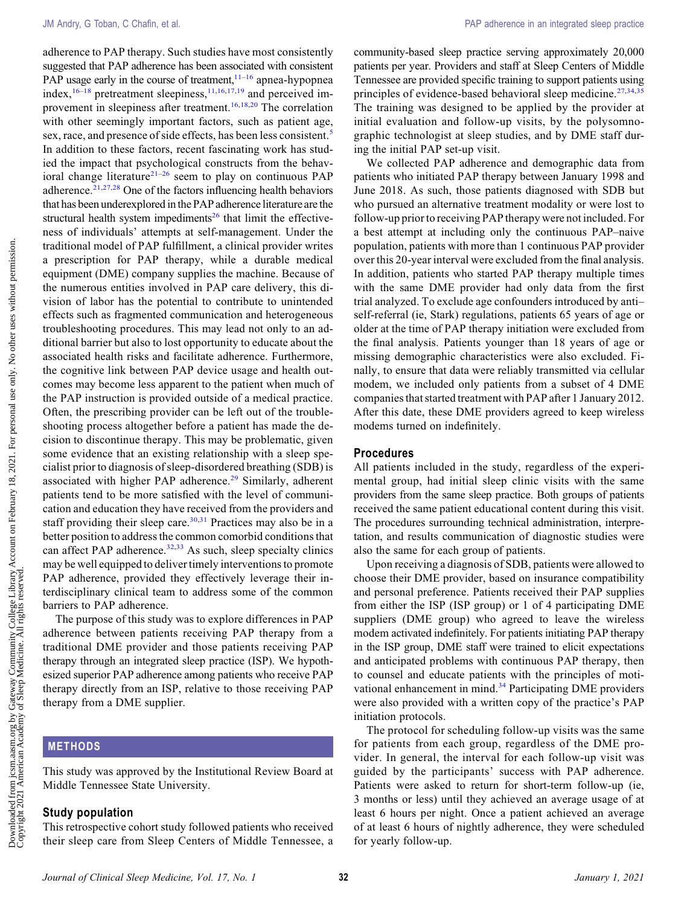adherence to PAP therapy. Such studies have most consistently suggested that PAP adherence has been associated with consistent PAP usage early in the course of treatment,[11–16] apnea-hypopnea index,[16–18] pretreatment sleepiness,[11,16,17,19] and perceived improvement in sleepiness after treatment.[16,18,20] The correlation with other seemingly important factors, such as patient age, sex, race, and presence of side effects, has been less consistent.[5] In addition to these factors, recent fascinating work has studied the impact that psychological constructs from the behavioral change literature[21–26] seem to play on continuous PAP adherence.[21,27,28] One of the factors influencing health behaviors that has been underexplored in the PAP adherence literature are the structural health system impediments[26] that limit the effectiveness of individuals' attempts at self-management. Under the traditional model of PAP fulfillment, a clinical provider writes a prescription for PAP therapy, while a durable medical equipment (DME) company supplies the machine. Because of the numerous entities involved in PAP care delivery, this division of labor has the potential to contribute to unintended effects such as fragmented communication and heterogeneous troubleshooting procedures. This may lead not only to an additional barrier but also to lost opportunity to educate about the associated health risks and facilitate adherence. Furthermore, the cognitive link between PAP device usage and health outcomes may become less apparent to the patient when much of the PAP instruction is provided outside of a medical practice. Often, the prescribing provider can be left out of the troubleshooting process altogether before a patient has made the decision to discontinue therapy. This may be problematic, given some evidence that an existing relationship with a sleep specialist prior to diagnosis of sleep-disordered breathing (SDB) is associated with higher PAP adherence.[29] Similarly, adherent patients tend to be more satisfied with the level of communication and education they have received from the providers and staff providing their sleep care.[30,31] Practices may also be in a better position to address the common comorbid conditions that can affect PAP adherence.[32,33] As such, sleep specialty clinics may be well equipped to deliver timely interventions to promote PAP adherence, provided they effectively leverage their interdisciplinary clinical team to address some of the common barriers to PAP adherence.

The purpose of this study was to explore differences in PAP adherence between patients receiving PAP therapy from a traditional DME provider and those patients receiving PAP therapy through an integrated sleep practice (ISP). We hypothesized superior PAP adherence among patients who receive PAP therapy directly from an ISP, relative to those receiving PAP therapy from a DME supplier.

## METHODS

This study was approved by the Institutional Review Board at Middle Tennessee State University.

### Study population

This retrospective cohort study followed patients who received their sleep care from Sleep Centers of Middle Tennessee, a community-based sleep practice serving approximately 20,000 patients per year. Providers and staff at Sleep Centers of Middle Tennessee are provided specific training to support patients using principles of evidence-based behavioral sleep medicine.[27,34,35] The training was designed to be applied by the provider at initial evaluation and follow-up visits, by the polysomnographic technologist at sleep studies, and by DME staff during the initial PAP set-up visit.

We collected PAP adherence and demographic data from patients who initiated PAP therapy between January 1998 and June 2018. As such, those patients diagnosed with SDB but who pursued an alternative treatment modality or were lost to follow-up prior to receiving PAP therapy were not included. For a best attempt at including only the continuous PAP–naive population, patients with more than 1 continuous PAP provider over this 20-year interval were excluded from the final analysis. In addition, patients who started PAP therapy multiple times with the same DME provider had only data from the first trial analyzed. To exclude age confounders introduced by anti–self-referral (ie, Stark) regulations, patients 65 years of age or older at the time of PAP therapy initiation were excluded from the final analysis. Patients younger than 18 years of age or missing demographic characteristics were also excluded. Finally, to ensure that data were reliably transmitted via cellular modem, we included only patients from a subset of 4 DME companies that started treatment with PAP after 1 January 2012. After this date, these DME providers agreed to keep wireless modems turned on indefinitely.

### Procedures

All patients included in the study, regardless of the experimental group, had initial sleep clinic visits with the same providers from the same sleep practice. Both groups of patients received the same patient educational content during this visit. The procedures surrounding technical administration, interpretation, and results communication of diagnostic studies were also the same for each group of patients.

Upon receiving a diagnosis of SDB, patients were allowed to choose their DME provider, based on insurance compatibility and personal preference. Patients received their PAP supplies from either the ISP (ISP group) or 1 of 4 participating DME suppliers (DME group) who agreed to leave the wireless modem activated indefinitely. For patients initiating PAP therapy in the ISP group, DME staff were trained to elicit expectations and anticipated problems with continuous PAP therapy, then to counsel and educate patients with the principles of motivational enhancement in mind.[34] Participating DME providers were also provided with a written copy of the practice's PAP initiation protocols.

The protocol for scheduling follow-up visits was the same for patients from each group, regardless of the DME provider. In general, the interval for each follow-up visit was guided by the participants' success with PAP adherence. Patients were asked to return for short-term follow-up (ie, 3 months or less) until they achieved an average usage of at least 6 hours per night. Once a patient achieved an average of at least 6 hours of nightly adherence, they were scheduled for yearly follow-up.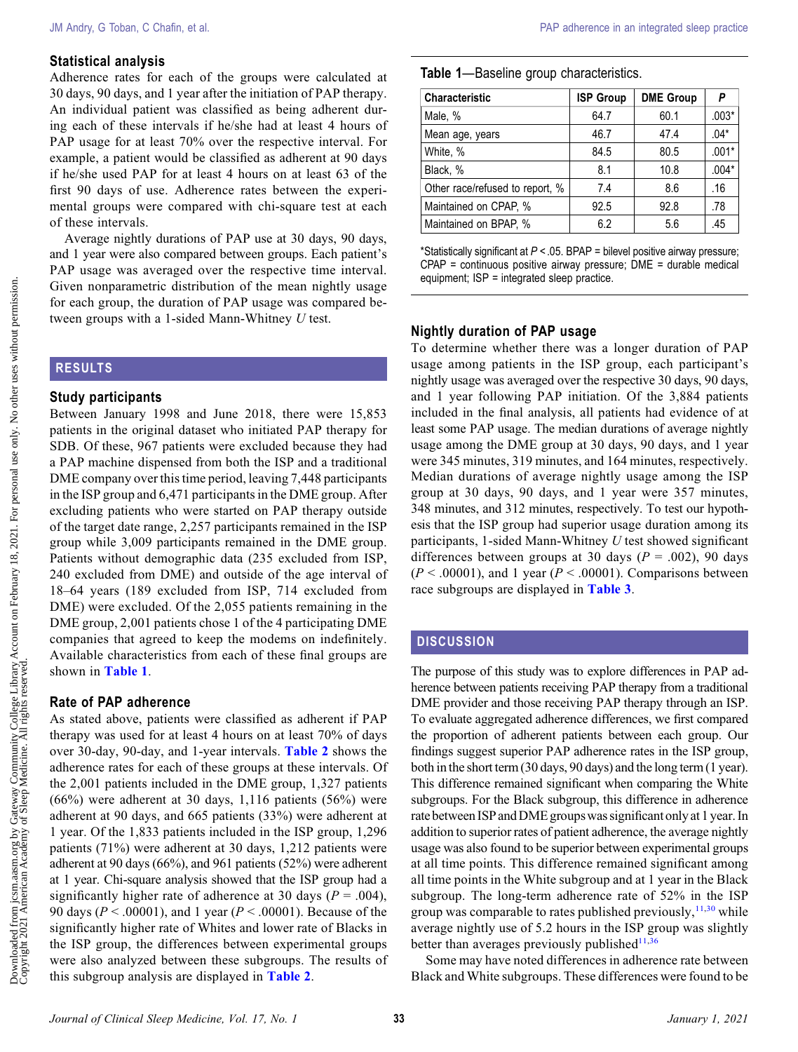### Statistical analysis

Adherence rates for each of the groups were calculated at 30 days, 90 days, and 1 year after the initiation of PAP therapy. An individual patient was classified as being adherent during each of these intervals if he/she had at least 4 hours of PAP usage for at least 70% over the respective interval. For example, a patient would be classified as adherent at 90 days if he/she used PAP for at least 4 hours on at least 63 of the first 90 days of use. Adherence rates between the experimental groups were compared with chi-square test at each of these intervals.

Average nightly durations of PAP use at 30 days, 90 days, and 1 year were also compared between groups. Each patient's PAP usage was averaged over the respective time interval. Given nonparametric distribution of the mean nightly usage for each group, the duration of PAP usage was compared between groups with a 1-sided Mann-Whitney *U* test.

## RESULTS

### Study participants

Between January 1998 and June 2018, there were 15,853 patients in the original dataset who initiated PAP therapy for SDB. Of these, 967 patients were excluded because they had a PAP machine dispensed from both the ISP and a traditional DME company over this time period, leaving 7,448 participants in the ISP group and 6,471 participants in the DME group. After excluding patients who were started on PAP therapy outside of the target date range, 2,257 participants remained in the ISP group while 3,009 participants remained in the DME group. Patients without demographic data (235 excluded from ISP, 240 excluded from DME) and outside of the age interval of 18–64 years (189 excluded from ISP, 714 excluded from DME) were excluded. Of the 2,055 patients remaining in the DME group, 2,001 patients chose 1 of the 4 participating DME companies that agreed to keep the modems on indefinitely. Available characteristics from each of these final groups are shown in **Table 1**.

### Rate of PAP adherence

As stated above, patients were classified as adherent if PAP therapy was used for at least 4 hours on at least 70% of days over 30-day, 90-day, and 1-year intervals. **Table 2** shows the adherence rates for each of these groups at these intervals. Of the 2,001 patients included in the DME group, 1,327 patients (66%) were adherent at 30 days, 1,116 patients (56%) were adherent at 90 days, and 665 patients (33%) were adherent at 1 year. Of the 1,833 patients included in the ISP group, 1,296 patients (71%) were adherent at 30 days, 1,212 patients were adherent at 90 days (66%), and 961 patients (52%) were adherent at 1 year. Chi-square analysis showed that the ISP group had a significantly higher rate of adherence at 30 days ($P$ = .004), 90 days ($P$ < .00001), and 1 year ($P$ < .00001). Because of the significantly higher rate of Whites and lower rate of Blacks in the ISP group, the differences between experimental groups were also analyzed between these subgroups. The results of this subgroup analysis are displayed in **Table 2**.

**Table 1**—Baseline group characteristics.

| Characteristic | ISP Group | DME Group | *P* |
|---|---|---|---|
| Male, % | 64.7 | 60.1 | .003* |
| Mean age, years | 46.7 | 47.4 | .04* |
| White, % | 84.5 | 80.5 | .001* |
| Black, % | 8.1 | 10.8 | .004* |
| Other race/refused to report, % | 7.4 | 8.6 | .16 |
| Maintained on CPAP, % | 92.5 | 92.8 | .78 |
| Maintained on BPAP, % | 6.2 | 5.6 | .45 |

*Statistically significant at $P$ < .05. BPAP = bilevel positive airway pressure; CPAP = continuous positive airway pressure; DME = durable medical equipment; ISP = integrated sleep practice.

### Nightly duration of PAP usage

To determine whether there was a longer duration of PAP usage among patients in the ISP group, each participant's nightly usage was averaged over the respective 30 days, 90 days, and 1 year following PAP initiation. Of the 3,884 patients included in the final analysis, all patients had evidence of at least some PAP usage. The median durations of average nightly usage among the DME group at 30 days, 90 days, and 1 year were 345 minutes, 319 minutes, and 164 minutes, respectively. Median durations of average nightly usage among the ISP group at 30 days, 90 days, and 1 year were 357 minutes, 348 minutes, and 312 minutes, respectively. To test our hypothesis that the ISP group had superior usage duration among its participants, 1-sided Mann-Whitney *U* test showed significant differences between groups at 30 days ($P$ = .002), 90 days ($P$ < .00001), and 1 year ($P$ < .00001). Comparisons between race subgroups are displayed in **Table 3**.

## DISCUSSION

The purpose of this study was to explore differences in PAP adherence between patients receiving PAP therapy from a traditional DME provider and those receiving PAP therapy through an ISP. To evaluate aggregated adherence differences, we first compared the proportion of adherent patients between each group. Our findings suggest superior PAP adherence rates in the ISP group, both in the short term (30 days, 90 days) and the long term (1 year). This difference remained significant when comparing the White subgroups. For the Black subgroup, this difference in adherence rate between ISP and DME groups was significant only at 1 year. In addition to superior rates of patient adherence, the average nightly usage was also found to be superior between experimental groups at all time points. This difference remained significant among all time points in the White subgroup and at 1 year in the Black subgroup. The long-term adherence rate of 52% in the ISP group was comparable to rates published previously,[11,30] while average nightly use of 5.2 hours in the ISP group was slightly better than averages previously published[11,36]

Some may have noted differences in adherence rate between Black and White subgroups. These differences were found to be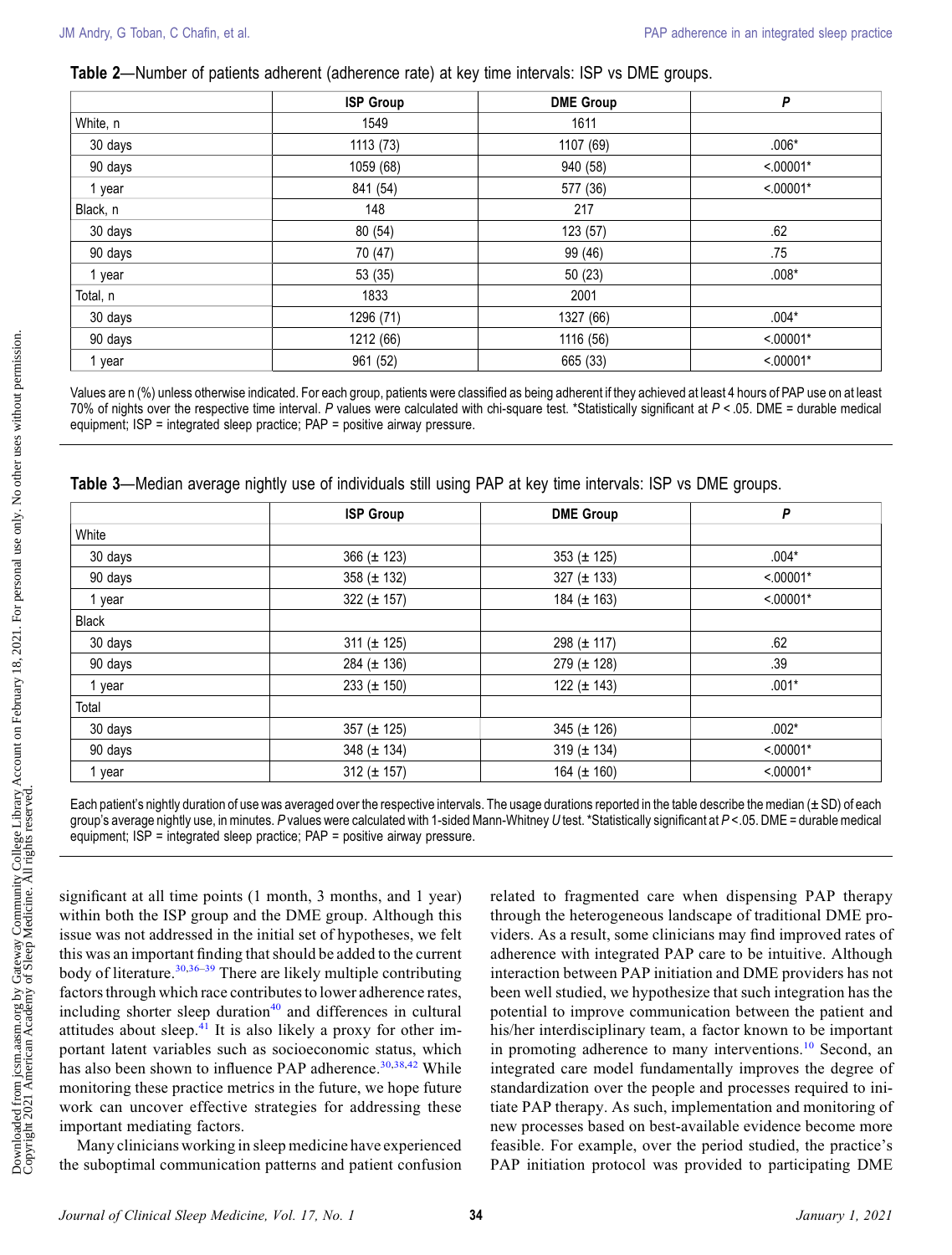**Table 2**—Number of patients adherent (adherence rate) at key time intervals: ISP vs DME groups.

| | ISP Group | DME Group | *P* |
|---|---|---|---|
| White, n | 1549 | 1611 | |
| 30 days | 1113 (73) | 1107 (69) | .006* |
| 90 days | 1059 (68) | 940 (58) | <.00001* |
| 1 year | 841 (54) | 577 (36) | <.00001* |
| Black, n | 148 | 217 | |
| 30 days | 80 (54) | 123 (57) | .62 |
| 90 days | 70 (47) | 99 (46) | .75 |
| 1 year | 53 (35) | 50 (23) | .008* |
| Total, n | 1833 | 2001 | |
| 30 days | 1296 (71) | 1327 (66) | .004* |
| 90 days | 1212 (66) | 1116 (56) | <.00001* |
| 1 year | 961 (52) | 665 (33) | <.00001* |

Values are n (%) unless otherwise indicated. For each group, patients were classified as being adherent if they achieved at least 4 hours of PAP use on at least 70% of nights over the respective time interval. *P* values were calculated with chi-square test. *Statistically significant at $P < .05$. DME = durable medical equipment; ISP = integrated sleep practice; PAP = positive airway pressure.

**Table 3**—Median average nightly use of individuals still using PAP at key time intervals: ISP vs DME groups.

| | ISP Group | DME Group | *P* |
|---|---|---|---|
| White | | | |
| 30 days | 366 (± 123) | 353 (± 125) | .004* |
| 90 days | 358 (± 132) | 327 (± 133) | <.00001* |
| 1 year | 322 (± 157) | 184 (± 163) | <.00001* |
| Black | | | |
| 30 days | 311 (± 125) | 298 (± 117) | .62 |
| 90 days | 284 (± 136) | 279 (± 128) | .39 |
| 1 year | 233 (± 150) | 122 (± 143) | .001* |
| Total | | | |
| 30 days | 357 (± 125) | 345 (± 126) | .002* |
| 90 days | 348 (± 134) | 319 (± 134) | <.00001* |
| 1 year | 312 (± 157) | 164 (± 160) | <.00001* |

Each patient's nightly duration of use was averaged over the respective intervals. The usage durations reported in the table describe the median (± SD) of each group's average nightly use, in minutes. *P* values were calculated with 1-sided Mann-Whitney *U* test. *Statistically significant at $P < .05$. DME = durable medical equipment; ISP = integrated sleep practice; PAP = positive airway pressure.

significant at all time points (1 month, 3 months, and 1 year) within both the ISP group and the DME group. Although this issue was not addressed in the initial set of hypotheses, we felt this was an important finding that should be added to the current body of literature.[30,36–39] There are likely multiple contributing factors through which race contributes to lower adherence rates, including shorter sleep duration[40] and differences in cultural attitudes about sleep.[41] It is also likely a proxy for other important latent variables such as socioeconomic status, which has also been shown to influence PAP adherence.[30,38,42] While monitoring these practice metrics in the future, we hope future work can uncover effective strategies for addressing these important mediating factors.

Many clinicians working in sleep medicine have experienced the suboptimal communication patterns and patient confusion related to fragmented care when dispensing PAP therapy through the heterogeneous landscape of traditional DME providers. As a result, some clinicians may find improved rates of adherence with integrated PAP care to be intuitive. Although interaction between PAP initiation and DME providers has not been well studied, we hypothesize that such integration has the potential to improve communication between the patient and his/her interdisciplinary team, a factor known to be important in promoting adherence to many interventions.[10] Second, an integrated care model fundamentally improves the degree of standardization over the people and processes required to initiate PAP therapy. As such, implementation and monitoring of new processes based on best-available evidence become more feasible. For example, over the period studied, the practice's PAP initiation protocol was provided to participating DME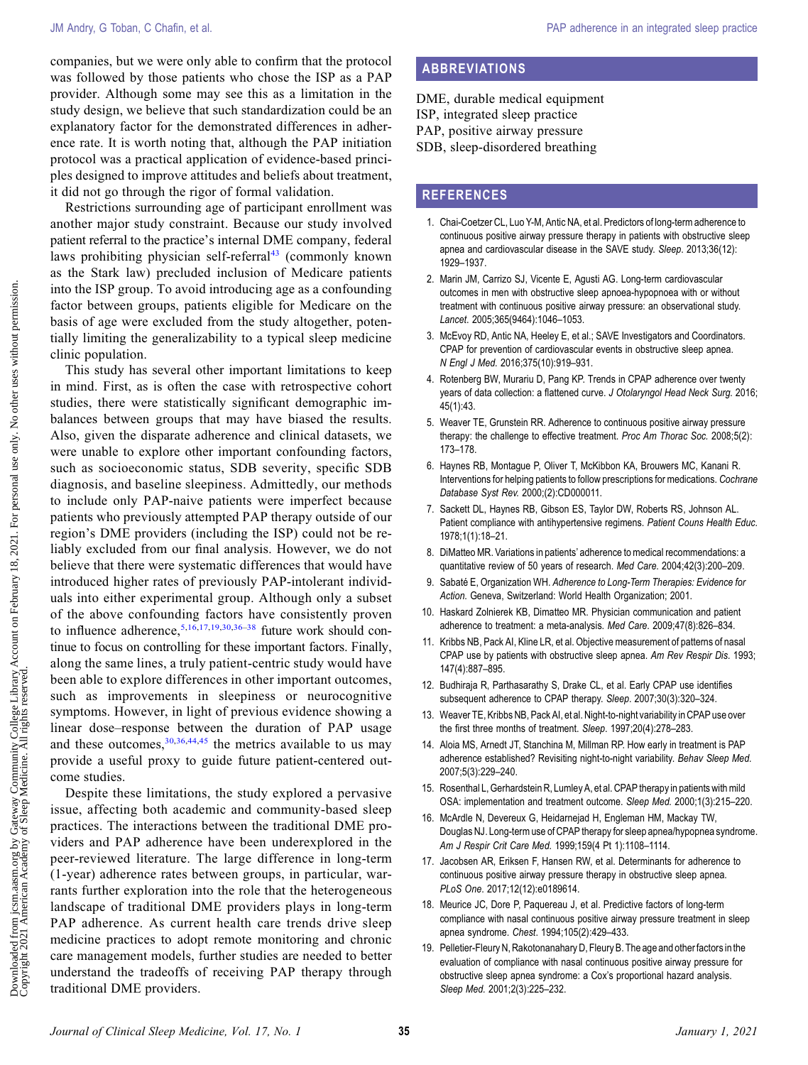companies, but we were only able to confirm that the protocol was followed by those patients who chose the ISP as a PAP provider. Although some may see this as a limitation in the study design, we believe that such standardization could be an explanatory factor for the demonstrated differences in adherence rate. It is worth noting that, although the PAP initiation protocol was a practical application of evidence-based principles designed to improve attitudes and beliefs about treatment, it did not go through the rigor of formal validation.

Restrictions surrounding age of participant enrollment was another major study constraint. Because our study involved patient referral to the practice's internal DME company, federal laws prohibiting physician self-referral[43] (commonly known as the Stark law) precluded inclusion of Medicare patients into the ISP group. To avoid introducing age as a confounding factor between groups, patients eligible for Medicare on the basis of age were excluded from the study altogether, potentially limiting the generalizability to a typical sleep medicine clinic population.

This study has several other important limitations to keep in mind. First, as is often the case with retrospective cohort studies, there were statistically significant demographic imbalances between groups that may have biased the results. Also, given the disparate adherence and clinical datasets, we were unable to explore other important confounding factors, such as socioeconomic status, SDB severity, specific SDB diagnosis, and baseline sleepiness. Admittedly, our methods to include only PAP-naive patients were imperfect because patients who previously attempted PAP therapy outside of our region's DME providers (including the ISP) could not be reliably excluded from our final analysis. However, we do not believe that there were systematic differences that would have introduced higher rates of previously PAP-intolerant individuals into either experimental group. Although only a subset of the above confounding factors have consistently proven to influence adherence,[5,16,17,19,30,36–38] future work should continue to focus on controlling for these important factors. Finally, along the same lines, a truly patient-centric study would have been able to explore differences in other important outcomes, such as improvements in sleepiness or neurocognitive symptoms. However, in light of previous evidence showing a linear dose–response between the duration of PAP usage and these outcomes,[30,36,44,45] the metrics available to us may provide a useful proxy to guide future patient-centered outcome studies.

Despite these limitations, the study explored a pervasive issue, affecting both academic and community-based sleep practices. The interactions between the traditional DME providers and PAP adherence have been underexplored in the peer-reviewed literature. The large difference in long-term (1-year) adherence rates between groups, in particular, warrants further exploration into the role that the heterogeneous landscape of traditional DME providers plays in long-term PAP adherence. As current health care trends drive sleep medicine practices to adopt remote monitoring and chronic care management models, further studies are needed to better understand the tradeoffs of receiving PAP therapy through traditional DME providers.

## ABBREVIATIONS

DME, durable medical equipment
ISP, integrated sleep practice
PAP, positive airway pressure
SDB, sleep-disordered breathing

## REFERENCES

1. Chai-Coetzer CL, Luo Y-M, Antic NA, et al. Predictors of long-term adherence to continuous positive airway pressure therapy in patients with obstructive sleep apnea and cardiovascular disease in the SAVE study. *Sleep.* 2013;36(12):1929–1937.
2. Marin JM, Carrizo SJ, Vicente E, Agusti AG. Long-term cardiovascular outcomes in men with obstructive sleep apnoea-hypopnoea with or without treatment with continuous positive airway pressure: an observational study. *Lancet.* 2005;365(9464):1046–1053.
3. McEvoy RD, Antic NA, Heeley E, et al.; SAVE Investigators and Coordinators. CPAP for prevention of cardiovascular events in obstructive sleep apnea. *N Engl J Med.* 2016;375(10):919–931.
4. Rotenberg BW, Murariu D, Pang KP. Trends in CPAP adherence over twenty years of data collection: a flattened curve. *J Otolaryngol Head Neck Surg.* 2016;45(1):43.
5. Weaver TE, Grunstein RR. Adherence to continuous positive airway pressure therapy: the challenge to effective treatment. *Proc Am Thorac Soc.* 2008;5(2):173–178.
6. Haynes RB, Montague P, Oliver T, McKibbon KA, Brouwers MC, Kanani R. Interventions for helping patients to follow prescriptions for medications. *Cochrane Database Syst Rev.* 2000;(2):CD000011.
7. Sackett DL, Haynes RB, Gibson ES, Taylor DW, Roberts RS, Johnson AL. Patient compliance with antihypertensive regimens. *Patient Couns Health Educ.* 1978;1(1):18–21.
8. DiMatteo MR. Variations in patients' adherence to medical recommendations: a quantitative review of 50 years of research. *Med Care.* 2004;42(3):200–209.
9. Sabaté E, Organization WH. *Adherence to Long-Term Therapies: Evidence for Action.* Geneva, Switzerland: World Health Organization; 2001.
10. Haskard Zolnierek KB, Dimatteo MR. Physician communication and patient adherence to treatment: a meta-analysis. *Med Care.* 2009;47(8):826–834.
11. Kribbs NB, Pack AI, Kline LR, et al. Objective measurement of patterns of nasal CPAP use by patients with obstructive sleep apnea. *Am Rev Respir Dis.* 1993;147(4):887–895.
12. Budhiraja R, Parthasarathy S, Drake CL, et al. Early CPAP use identifies subsequent adherence to CPAP therapy. *Sleep.* 2007;30(3):320–324.
13. Weaver TE, Kribbs NB, Pack AI, et al. Night-to-night variability in CPAP use over the first three months of treatment. *Sleep.* 1997;20(4):278–283.
14. Aloia MS, Arnedt JT, Stanchina M, Millman RP. How early in treatment is PAP adherence established? Revisiting night-to-night variability. *Behav Sleep Med.* 2007;5(3):229–240.
15. Rosenthal L, Gerhardstein R, Lumley A, et al. CPAP therapy in patients with mild OSA: implementation and treatment outcome. *Sleep Med.* 2000;1(3):215–220.
16. McArdle N, Devereux G, Heidarnejad H, Engleman HM, Mackay TW, Douglas NJ. Long-term use of CPAP therapy for sleep apnea/hypopnea syndrome. *Am J Respir Crit Care Med.* 1999;159(4 Pt 1):1108–1114.
17. Jacobsen AR, Eriksen F, Hansen RW, et al. Determinants for adherence to continuous positive airway pressure therapy in obstructive sleep apnea. *PLoS One.* 2017;12(12):e0189614.
18. Meurice JC, Dore P, Paquereau J, et al. Predictive factors of long-term compliance with nasal continuous positive airway pressure treatment in sleep apnea syndrome. *Chest.* 1994;105(2):429–433.
19. Pelletier-Fleury N, Rakotonanahary D, Fleury B. The age and other factors in the evaluation of compliance with nasal continuous positive airway pressure for obstructive sleep apnea syndrome: a Cox's proportional hazard analysis. *Sleep Med.* 2001;2(3):225–232.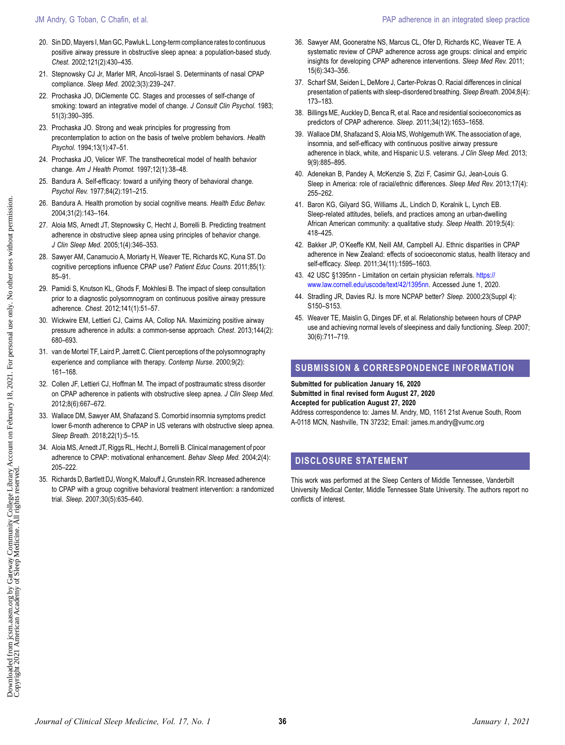20. Sin DD, Mayers I, Man GC, Pawluk L. Long-term compliance rates to continuous positive airway pressure in obstructive sleep apnea: a population-based study. *Chest.* 2002;121(2):430–435.
21. Stepnowsky CJ Jr, Marler MR, Ancoli-Israel S. Determinants of nasal CPAP compliance. *Sleep Med.* 2002;3(3):239–247.
22. Prochaska JO, DiClemente CC. Stages and processes of self-change of smoking: toward an integrative model of change. *J Consult Clin Psychol.* 1983; 51(3):390–395.
23. Prochaska JO. Strong and weak principles for progressing from precontemplation to action on the basis of twelve problem behaviors. *Health Psychol.* 1994;13(1):47–51.
24. Prochaska JO, Velicer WF. The transtheoretical model of health behavior change. *Am J Health Promot.* 1997;12(1):38–48.
25. Bandura A. Self-efficacy: toward a unifying theory of behavioral change. *Psychol Rev.* 1977;84(2):191–215.
26. Bandura A. Health promotion by social cognitive means. *Health Educ Behav.* 2004;31(2):143–164.
27. Aloia MS, Arnedt JT, Stepnowsky C, Hecht J, Borrelli B. Predicting treatment adherence in obstructive sleep apnea using principles of behavior change. *J Clin Sleep Med.* 2005;1(4):346–353.
28. Sawyer AM, Canamucio A, Moriarty H, Weaver TE, Richards KC, Kuna ST. Do cognitive perceptions influence CPAP use? *Patient Educ Couns.* 2011;85(1): 85–91.
29. Pamidi S, Knutson KL, Ghods F, Mokhlesi B. The impact of sleep consultation prior to a diagnostic polysomnogram on continuous positive airway pressure adherence. *Chest.* 2012;141(1):51–57.
30. Wickwire EM, Lettieri CJ, Cairns AA, Collop NA. Maximizing positive airway pressure adherence in adults: a common-sense approach. *Chest*. 2013;144(2): 680–693.
31. van de Mortel TF, Laird P, Jarrett C. Client perceptions of the polysomnography experience and compliance with therapy. *Contemp Nurse*. 2000;9(2): 161–168.
32. Collen JF, Lettieri CJ, Hoffman M. The impact of posttraumatic stress disorder on CPAP adherence in patients with obstructive sleep apnea. *J Clin Sleep Med.* 2012;8(6):667–672.
33. Wallace DM, Sawyer AM, Shafazand S. Comorbid insomnia symptoms predict lower 6-month adherence to CPAP in US veterans with obstructive sleep apnea. *Sleep Breath.* 2018;22(1):5–15.
34. Aloia MS, Arnedt JT, Riggs RL, Hecht J, Borrelli B. Clinical management of poor adherence to CPAP: motivational enhancement. *Behav Sleep Med.* 2004;2(4): 205–222.
35. Richards D, Bartlett DJ, Wong K, Malouff J, Grunstein RR. Increased adherence to CPAP with a group cognitive behavioral treatment intervention: a randomized trial. *Sleep*. 2007;30(5):635–640.
36. Sawyer AM, Gooneratne NS, Marcus CL, Ofer D, Richards KC, Weaver TE. A systematic review of CPAP adherence across age groups: clinical and empiric insights for developing CPAP adherence interventions. *Sleep Med Rev.* 2011; 15(6):343–356.
37. Scharf SM, Seiden L, DeMore J, Carter-Pokras O. Racial differences in clinical presentation of patients with sleep-disordered breathing. *Sleep Breath.* 2004;8(4): 173–183.
38. Billings ME, Auckley D, Benca R, et al. Race and residential socioeconomics as predictors of CPAP adherence. *Sleep.* 2011;34(12):1653–1658.
39. Wallace DM, Shafazand S, Aloia MS, Wohlgemuth WK. The association of age, insomnia, and self-efficacy with continuous positive airway pressure adherence in black, white, and Hispanic U.S. veterans. *J Clin Sleep Med.* 2013; 9(9):885–895.
40. Adenekan B, Pandey A, McKenzie S, Zizi F, Casimir GJ, Jean-Louis G. Sleep in America: role of racial/ethnic differences. *Sleep Med Rev.* 2013;17(4): 255–262.
41. Baron KG, Gilyard SG, Williams JL, Lindich D, Koralnik L, Lynch EB. Sleep-related attitudes, beliefs, and practices among an urban-dwelling African American community: a qualitative study. *Sleep Health*. 2019;5(4): 418–425.
42. Bakker JP, O'Keeffe KM, Neill AM, Campbell AJ. Ethnic disparities in CPAP adherence in New Zealand: effects of socioeconomic status, health literacy and self-efficacy. *Sleep*. 2011;34(11):1595–1603.
43. 42 USC §1395nn - Limitation on certain physician referrals. https://www.law.cornell.edu/uscode/text/42/1395nn. Accessed June 1, 2020.
44. Stradling JR, Davies RJ. Is more NCPAP better? *Sleep*. 2000;23(Suppl 4): S150–S153.
45. Weaver TE, Maislin G, Dinges DF, et al. Relationship between hours of CPAP use and achieving normal levels of sleepiness and daily functioning. *Sleep*. 2007; 30(6):711–719.

## SUBMISSION & CORRESPONDENCE INFORMATION

**Submitted for publication January 16, 2020**
**Submitted in final revised form August 27, 2020**
**Accepted for publication August 27, 2020**
Address correspondence to: James M. Andry, MD, 1161 21st Avenue South, Room A-0118 MCN, Nashville, TN 37232; Email: james.m.andry@vumc.org

## DISCLOSURE STATEMENT

This work was performed at the Sleep Centers of Middle Tennessee, Vanderbilt University Medical Center, Middle Tennessee State University. The authors report no conflicts of interest.